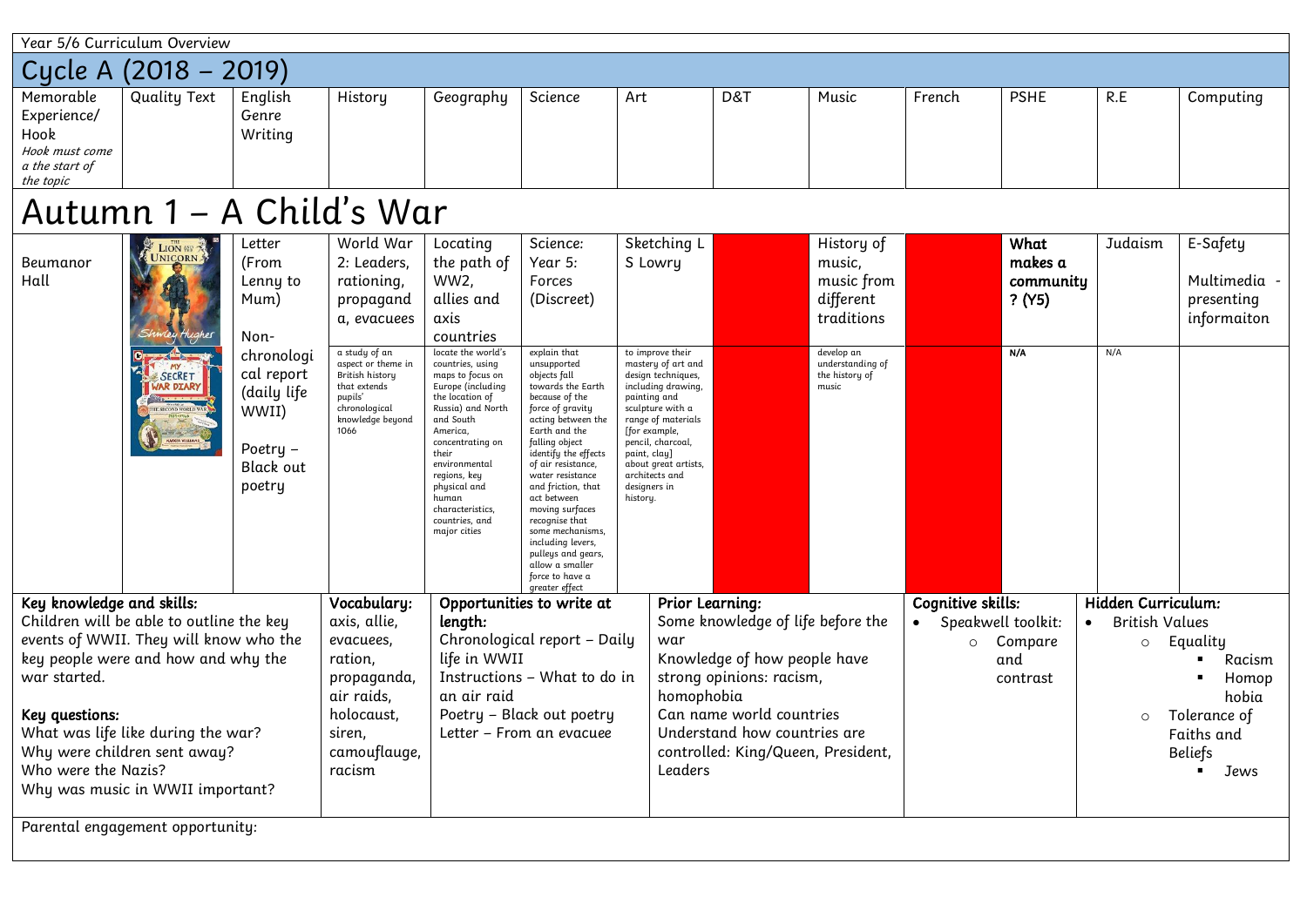Year 5/6 Curriculum Overview

# Cycle A (2018 – 2019)

| Memorable Experience/ Hook<br>*Hook must come a the start of the topic* | Quality Text | English Genre Writing | History | Geography | Science | Art | D&T | Music | French | PSHE | R.E | Computing |
|---|---|---|---|---|---|---|---|---|---|---|---|---|

# Autumn 1 – A Child's War

| Memorable Experience/ Hook | Quality Text | English Genre Writing | History | Geography | Science | Art | D&T | Music | French | PSHE | R.E | Computing |
|---|---|---|---|---|---|---|---|---|---|---|---|---|
| Beumanor Hall | | Letter (From Lenny to Mum)<br><br>Non-chronological report (daily life WWII)<br><br>Poetry – Black out poetry | World War 2: Leaders, rationing, propaganda, evacuees | Locating the path of WW2, allies and axis countries | Science: Year 5: Forces (Discreet) | Sketching L S Lowry | | History of music, music from different traditions | | **What makes a community ? (Y5)** | Judaism | E-Safety<br><br>Multimedia - presenting informaiton |
| | | | a study of an aspect or theme in British history that extends pupils' chronological knowledge beyond 1066 | locate the world's countries, using maps to focus on Europe (including the location of Russia) and North and South America, concentrating on their environmental regions, key physical and human characteristics, countries, and major cities | explain that unsupported objects fall towards the Earth because of the force of gravity acting between the Earth and the falling object<br>identify the effects of air resistance, water resistance and friction, that act between moving surfaces<br>recognise that some mechanisms, including levers, pulleys and gears, allow a smaller force to have a greater effect | to improve their mastery of art and design techniques, including drawing, painting and sculpture with a range of materials [for example, pencil, charcoal, paint, clay]<br>about great artists, architects and designers in history. | | develop an understanding of the history of music | | **N/A** | N/A | |

**Key knowledge and skills:**
Children will be able to outline the key events of WWII. They will know who the key people were and how and why the war started.

**Key questions:**
What was life like during the war?
Why were children sent away?
Who were the Nazis?
Why was music in WWII important?

**Vocabulary:**
axis, allie, evacuees, ration, propaganda, air raids, holocaust, siren, camouflauge, racism

**Opportunities to write at length:**
Chronological report – Daily life in WWII
Instructions – What to do in an air raid
Poetry – Black out poetry
Letter – From an evacuee

**Prior Learning:**
Some knowledge of life before the war
Knowledge of how people have strong opinions: racism, homophobia
Can name world countries
Understand how countries are controlled: King/Queen, President, Leaders

**Cognitive skills:**
- Speakwell toolkit:
  - Compare and contrast

**Hidden Curriculum:**
- British Values
  - Equality
    - Racism
    - Homophobia
  - Tolerance of Faiths and Beliefs
    - Jews

Parental engagement opportunity: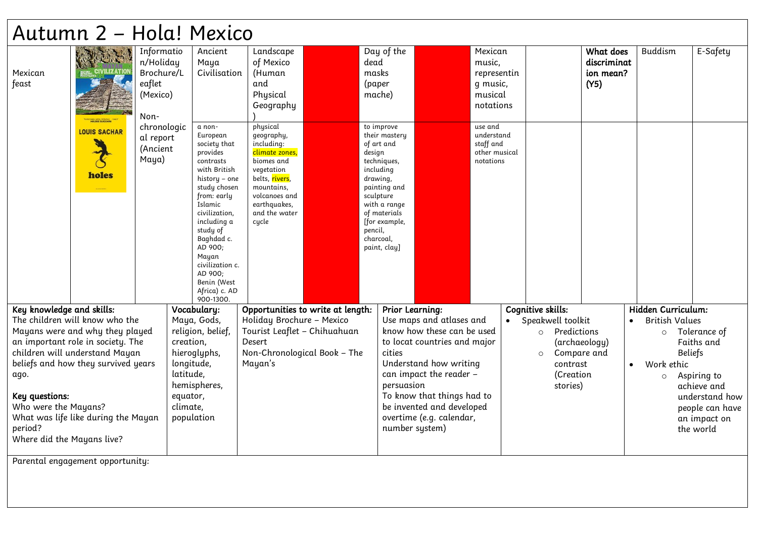# Autumn 2 – Hola! Mexico

| Mexican feast | | Information/Holiday Brochure/Leaflet (Mexico)<br><br>Non-chronological report (Ancient Maya) | Ancient Maya Civilisation | Landscape of Mexico (Human and Physical Geography) | | Day of the dead masks (paper mache) | | Mexican music, representing music, musical notations | | **What does discrimination mean? (Y5)** | Buddism | E-Safety |
|---|---|---|---|---|---|---|---|---|---|---|---|---|
| | LOUIS SACHAR holes | | a non-European society that provides contrasts with British history – one study chosen from: early Islamic civilization, including a study of Baghdad c. AD 900; Mayan civilization c. AD 900; Benin (West Africa) c. AD 900-1300. | physical geography, including: climate zones, biomes and vegetation belts, rivers, mountains, volcanoes and earthquakes, and the water cycle | | to improve their mastery of art and design techniques, including drawing, painting and sculpture with a range of materials [for example, pencil, charcoal, paint, clay] | | use and understand staff and other musical notations | | | | |

| **Key knowledge and skills:** | **Vocabulary:** | **Opportunities to write at length:** | **Prior Learning:** | **Cognitive skills:** | **Hidden Curriculum:** |
|---|---|---|---|---|---|
| The children will know who the Mayans were and why they played an important role in society. The children will understand Mayan beliefs and how they survived years ago.<br><br>**Key questions:**<br>Who were the Mayans?<br>What was life like during the Mayan period?<br>Where did the Mayans live? | Maya, Gods, religion, belief, creation, hieroglyphs, longitude, latitude, hemispheres, equator, climate, population | Holiday Brochure – Mexico<br>Tourist Leaflet – Chihuahuan Desert<br>Non-Chronological Book – The Mayan's | Use maps and atlases and know how these can be used to locat countries and major cities<br>Understand how writing can impact the reader – persuasion<br>To know that things had to be invented and developed overtime (e.g. calendar, number system) | • Speakwell toolkit<br>○ Predictions (archaeology)<br>○ Compare and contrast (Creation stories) | • British Values<br>○ Tolerance of Faiths and Beliefs<br>• Work ethic<br>○ Aspiring to achieve and understand how people can have an impact on the world |

Parental engagement opportunity: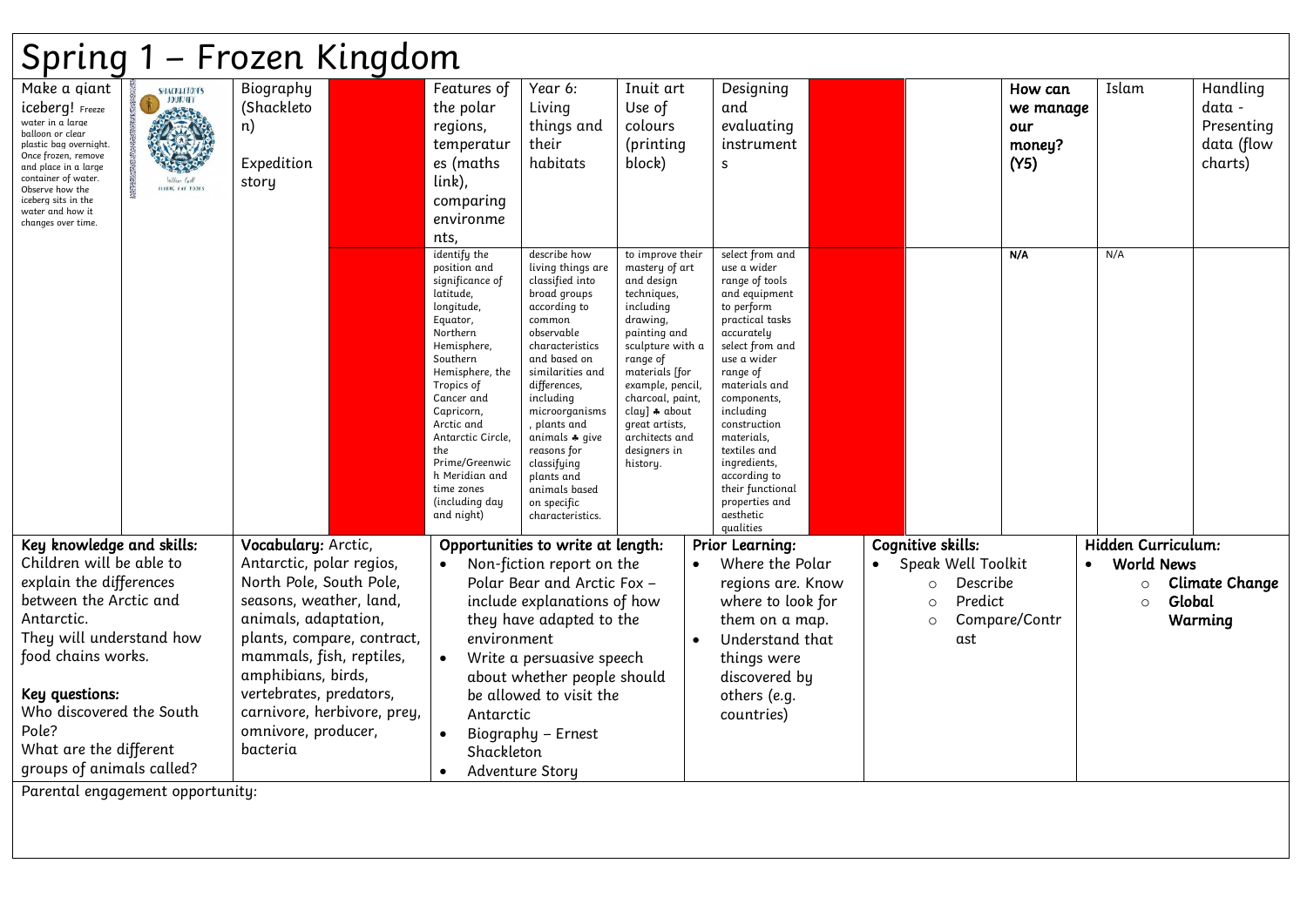# Spring 1 – Frozen Kingdom

| Make a giant iceberg! Freeze water in a large balloon or clear plastic bag overnight. Once frozen, remove and place in a large container of water. Observe how the iceberg sits in the water and how it changes over time. | SHACKLETON'S JOURNEY | Biography (Shackleton) Expedition story | | Features of the polar regions, temperatures (maths link), comparing environments, | Year 6: Living things and their habitats | Inuit art Use of colours (printing block) | Designing and evaluating instruments | | | How can we manage our money? (Y5) | Islam | Handling data - Presenting data (flow charts) |
|---|---|---|---|---|---|---|---|---|---|---|---|---|
| | | | | identify the position and significance of latitude, longitude, Equator, Northern Hemisphere, Southern Hemisphere, the Tropics of Cancer and Capricorn, Arctic and Antarctic Circle, the Prime/Greenwich Meridian and time zones (including day and night) | describe how living things are classified into broad groups according to common observable characteristics and based on similarities and differences, including microorganisms, plants and animals ♣ give reasons for classifying plants and animals based on specific characteristics. | to improve their mastery of art and design techniques, including drawing, painting and sculpture with a range of materials [for example, pencil, charcoal, paint, clay] ♣ about great artists, architects and designers in history. | select from and use a wider range of tools and equipment to perform practical tasks accurately select from and use a wider range of materials and components, including construction materials, textiles and ingredients, according to their functional properties and aesthetic qualities | | | N/A | N/A | |

**Key knowledge and skills:**
Children will be able to explain the differences between the Arctic and Antarctic.
They will understand how food chains works.

**Key questions:**
Who discovered the South Pole?
What are the different groups of animals called?

**Vocabulary:** Arctic, Antarctic, polar regios, North Pole, South Pole, seasons, weather, land, animals, adaptation, plants, compare, contract, mammals, fish, reptiles, amphibians, birds, vertebrates, predators, carnivore, herbivore, prey, omnivore, producer, bacteria

**Opportunities to write at length:**
- Non-fiction report on the Polar Bear and Arctic Fox – include explanations of how they have adapted to the environment
- Write a persuasive speech about whether people should be allowed to visit the Antarctic
- Biography – Ernest Shackleton
- Adventure Story

**Prior Learning:**
- Where the Polar regions are. Know where to look for them on a map.
- Understand that things were discovered by others (e.g. countries)

**Cognitive skills:**
- Speak Well Toolkit
  - Describe
  - Predict
  - Compare/Contrast

**Hidden Curriculum:**
- **World News**
  - **Climate Change**
  - **Global Warming**

Parental engagement opportunity: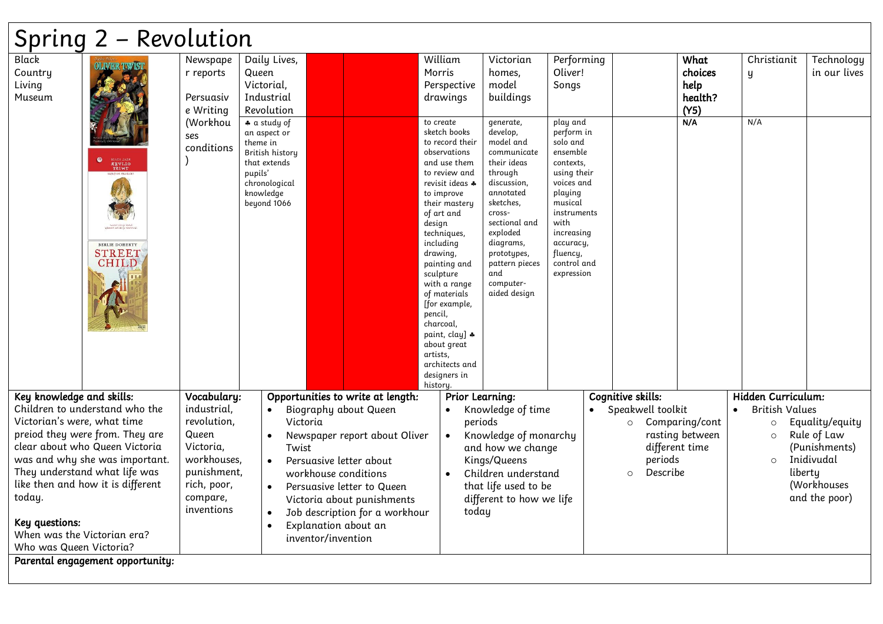# Spring 2 – Revolution

| Black Country Living Museum | | Newspaper reports<br><br>Persuasive Writing (Workhouses conditions) | Daily Lives, Queen Victorial, Industrial Revolution | | | William Morris Perspective drawings | Victorian homes, model buildings | Performing Oliver! Songs | | **What choices help health? (Y5)** | Christianity | Technology in our lives |
|---|---|---|---|---|---|---|---|---|---|---|---|---|
| | | | ♣ a study of an aspect or theme in British history that extends pupils' chronological knowledge beyond 1066 | | | to create sketch books to record their observations and use them to review and revisit ideas ♣ to improve their mastery of art and design techniques, including drawing, painting and sculpture with a range of materials [for example, pencil, charcoal, paint, clay] ♣ about great artists, architects and designers in history. | generate, develop, model and communicate their ideas through discussion, annotated sketches, cross-sectional and exploded diagrams, prototypes, pattern pieces and computer-aided design | play and perform in solo and ensemble contexts, using their voices and playing musical instruments with increasing accuracy, fluency, control and expression | | **N/A** | N/A | |

**Key knowledge and skills:**
Children to understand who the Victorian's were, what time preiod they were from. They are clear about who Queen Victoria was and why she was important. They understand what life was like then and how it is different today.

**Key questions:**
When was the Victorian era?
Who was Queen Victoria?

**Vocabulary:**
industrial, revolution, Queen Victoria, workhouses, punishment, rich, poor, compare, inventions

**Opportunities to write at length:**
- Biography about Queen Victoria
- Newspaper report about Oliver Twist
- Persuasive letter about workhouse conditions
- Persuasive letter to Queen Victoria about punishments
- Job description for a workhour
- Explanation about an inventor/invention

**Prior Learning:**
- Knowledge of time periods
- Knowledge of monarchy and how we change Kings/Queens
- Children understand that life used to be different to how we life today

**Cognitive skills:**
- Speakwell toolkit
  - Comparing/contrasting between different time periods
  - Describe

**Hidden Curriculum:**
- British Values
  - Equality/equity
  - Rule of Law (Punishments)
  - Inidivudal liberty (Workhouses and the poor)

**Parental engagement opportunity:**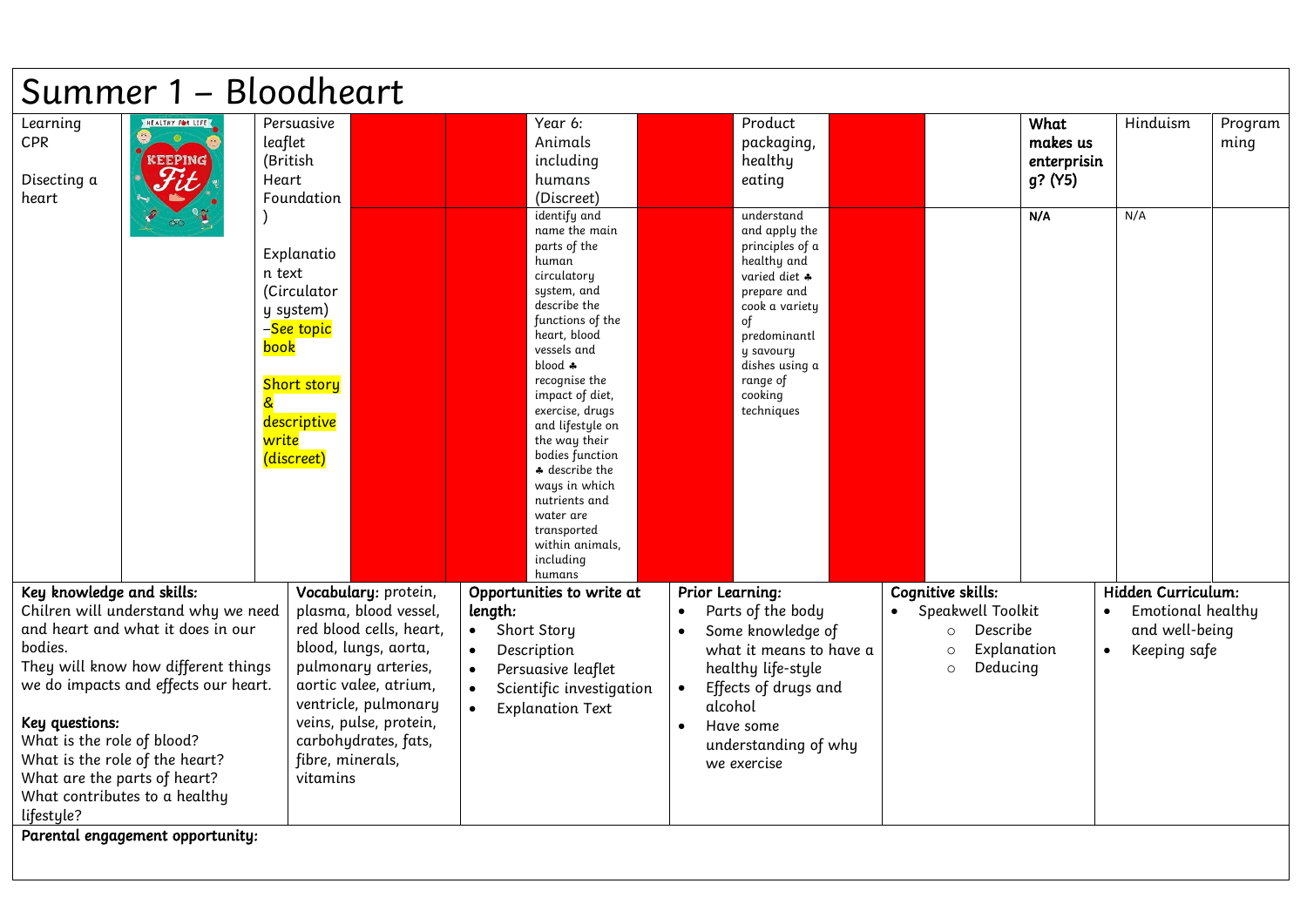# Summer 1 – Bloodheart

| Learning CPR<br><br>Disecting a heart | | Persuasive leaflet (British Heart Foundation)<br><br>Explanation text (Circulatory system) –See topic book<br><br>Short story & descriptive write (discreet) | | | Year 6: Animals including humans (Discreet) | | Product packaging, healthy eating | | | What makes us enterprising? (Y5) | Hinduism | Programming |
|---|---|---|---|---|---|---|---|---|---|---|---|---|
| | | | | | identify and name the main parts of the human circulatory system, and describe the functions of the heart, blood vessels and blood ♣ recognise the impact of diet, exercise, drugs and lifestyle on the way their bodies function ♣ describe the ways in which nutrients and water are transported within animals, including humans | | understand and apply the principles of a healthy and varied diet ♣ prepare and cook a variety of predominantly savoury dishes using a range of cooking techniques | | | N/A | N/A | |

| Key knowledge and skills: | Vocabulary: | Opportunities to write at length: | Prior Learning: | Cognitive skills: | Hidden Curriculum: |
|---|---|---|---|---|---|
| Chilren will understand why we need and heart and what it does in our bodies.<br>They will know how different things we do impacts and effects our heart.<br><br>**Key questions:**<br>What is the role of blood?<br>What is the role of the heart?<br>What are the parts of heart?<br>What contributes to a healthy lifestyle? | protein, plasma, blood vessel, red blood cells, heart, blood, lungs, aorta, pulmonary arteries, aortic valee, atrium, ventricle, pulmonary veins, pulse, protein, carbohydrates, fats, fibre, minerals, vitamins | • Short Story<br>• Description<br>• Persuasive leaflet<br>• Scientific investigation<br>• Explanation Text | • Parts of the body<br>• Some knowledge of what it means to have a healthy life-style<br>• Effects of drugs and alcohol<br>• Have some understanding of why we exercise | • Speakwell Toolkit<br>  ○ Describe<br>  ○ Explanation<br>  ○ Deducing | • Emotional healthy and well-being<br>• Keeping safe |

**Parental engagement opportunity:**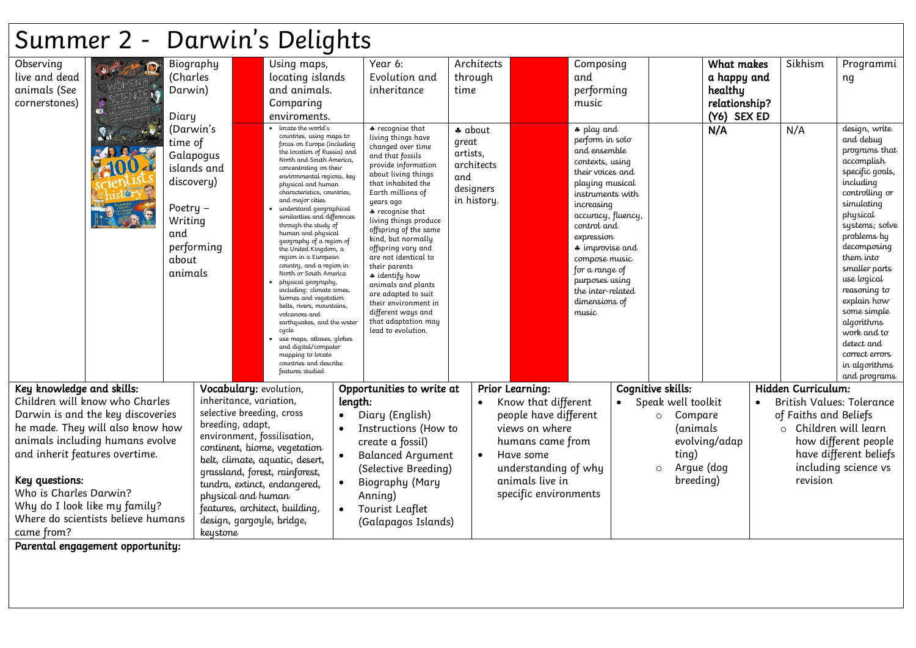# Summer 2 - Darwin's Delights

| Observing live and dead animals (See cornerstones) | | Biography (Charles Darwin)<br><br>Diary (Darwin's time of Galapogus islands and discovery)<br><br>Poetry – Writing and performing about animals | | Using maps, locating islands and animals. Comparing enviroments.<br><br>• locate the world's countries, using maps to focus on Europe (including the location of Russia) and North and South America, concentrating on their environmental regions, key physical and human characteristics, countries, and major cities<br>• understand geographical similarities and differences through the study of human and physical geography of a region of the United Kingdom, a region in a European country, and a region in North or South America<br>• physical geography, including: climate zones, biomes and vegetation belts, rivers, mountains, volcanoes and earthquakes, and the water cycle<br>• use maps, atlases, globes and digital/computer mapping to locate countries and describe features studied | Year 6: Evolution and inheritance<br><br>♣ recognise that living things have changed over time and that fossils provide information about living things that inhabited the Earth millions of years ago<br>♣ recognise that living things produce offspring of the same kind, but normally offspring vary and are not identical to their parents<br>♣ identify how animals and plants are adapted to suit their environment in different ways and that adaptation may lead to evolution. | Architects through time<br><br>♣ about great artists, architects and designers in history. | | Composing and performing music<br><br>♣ play and perform in solo and ensemble contexts, using their voices and playing musical instruments with increasing accuracy, fluency, control and expression<br>♣ improvise and compose music for a range of purposes using the inter-related dimensions of music | | **What makes a happy and healthy relationship? (Y6) SEX ED**<br><br>**N/A** | Sikhism<br><br>N/A | Programming<br><br>design, write and debug programs that accomplish specific goals, including controlling or simulating physical systems; solve problems by decomposing them into smaller parts use logical reasoning to explain how some simple algorithms work and to detect and correct errors in algorithms and programs |
|---|---|---|---|---|---|---|---|---|---|---|---|---|

| **Key knowledge and skills:**<br>Children will know who Charles Darwin is and the key discoveries he made. They will also know how animals including humans evolve and inherit features overtime.<br><br>***Key questions:***<br>Who is Charles Darwin?<br>Why do I look like my family?<br>Where do scientists believe humans came from? | **Vocabulary:** evolution, inheritance, variation, selective breeding, cross breeding, adapt, environment, fossilisation, continent, biome, vegetation belt, climate, aquatic, desert, grassland, forest, rainforest, tundra, extinct, endangered, physical and human features, architect, building, design, gargoyle, bridge, keystone | **Opportunities to write at length:**<br>• Diary (English)<br>• Instructions (How to create a fossil)<br>• Balanced Argument (Selective Breeding)<br>• Biography (Mary Anning)<br>• Tourist Leaflet (Galapagos Islands) | **Prior Learning:**<br>• Know that different people have different views on where humans came from<br>• Have some understanding of why animals live in specific environments | **Cognitive skills:**<br>• Speak well toolkit<br>  ○ Compare (animals evolving/adapting)<br>  ○ Argue (dog breeding) | **Hidden Curriculum:**<br>• British Values: Tolerance of Faiths and Beliefs<br>  ○ Children will learn how different people have different beliefs including science vs revision |
|---|---|---|---|---|---|

**Parental engagement opportunity:**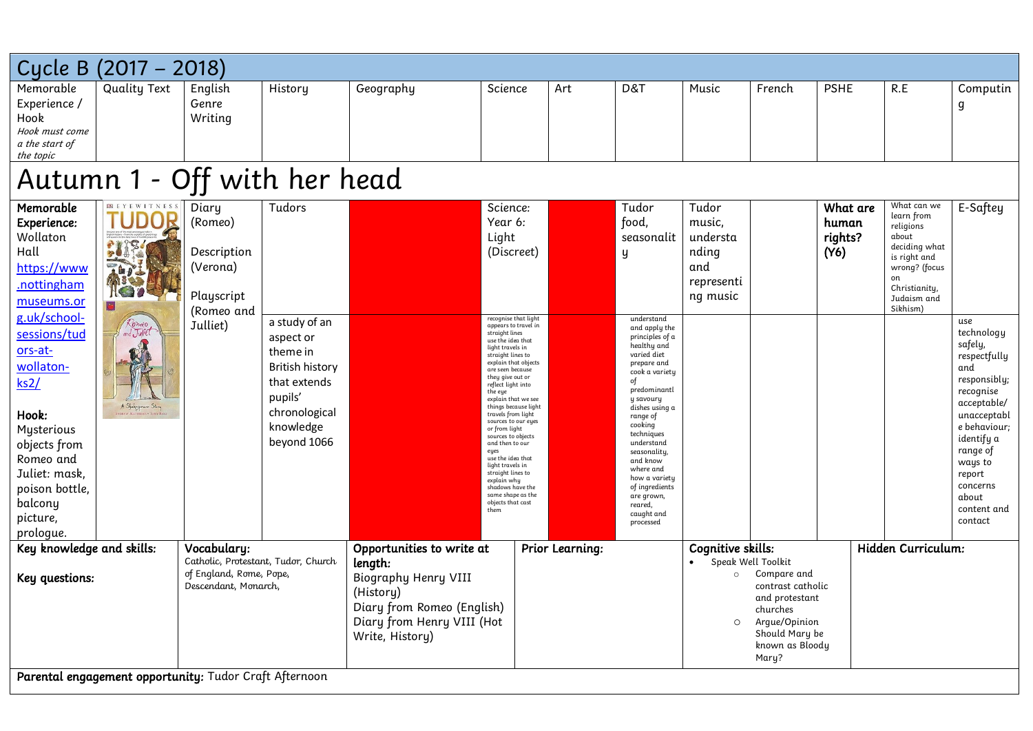# Cycle B (2017 – 2018)

| Memorable Experience / Hook *Hook must come a the start of the topic* | Quality Text | English Genre Writing | History | Geography | Science | Art | D&T | Music | French | PSHE | R.E | Computing |
|---|---|---|---|---|---|---|---|---|---|---|---|---|

## Autumn 1 - Off with her head

| Memorable Experience / Hook | Quality Text | English Genre Writing | History | Geography | Science | Art | D&T | Music | French | PSHE | R.E | Computing |
|---|---|---|---|---|---|---|---|---|---|---|---|---|
| **Memorable Experience:** Wollaton Hall https://www.nottinghammuseums.org.uk/school-sessions/tudors-at-wollaton-ks2/ **Hook:** Mysterious objects from Romeo and Juliet: mask, poison bottle, balcony picture, prologue. | | Diary (Romeo) Description (Verona) Playscript (Romeo and Julliet) | Tudors | | Science: Year 6: Light (Discreet) | | Tudor food, seasonality | Tudor music, understanding and representing music | | **What are human rights? (Y6)** | What can we learn from religions about deciding what is right and wrong? (focus on Christianity, Judaism and Sikhism) | E-Saftey |
| | | | a study of an aspect or theme in British history that extends pupils' chronological knowledge beyond 1066 | | recognise that light appears to travel in straight lines use the idea that light travels in straight lines to explain that objects are seen because they give out or reflect light into the eye explain that we see things because light travels from light sources to our eyes or from light sources to objects and then to our eyes use the idea that light travels in straight lines to explain why shadows have the same shape as the objects that cast them | | understand and apply the principles of a healthy and varied diet prepare and cook a variety of predominantly savoury dishes using a range of cooking techniques understand seasonality, and know where and how a variety of ingredients are grown, reared, caught and processed | | | | | use technology safely, respectfully and responsibly; recognise acceptable/ unacceptable behaviour; identify a range of ways to report concerns about content and contact |

| Key knowledge and skills: / Key questions: | Vocabulary: | Opportunities to write at length: | Prior Learning: | Cognitive skills: | Hidden Curriculum: |
|---|---|---|---|---|---|
| **Key knowledge and skills:** **Key questions:** | Catholic, Protestant, Tudor, Church of England, Rome, Pope, Descendant, Monarch, | Biography Henry VIII (History) Diary from Romeo (English) Diary from Henry VIII (Hot Write, History) | | Speak Well Toolkit: Compare and contrast catholic and protestant churches; Argue/Opinion Should Mary be known as Bloody Mary? | |

**Parental engagement opportunity:** Tudor Craft Afternoon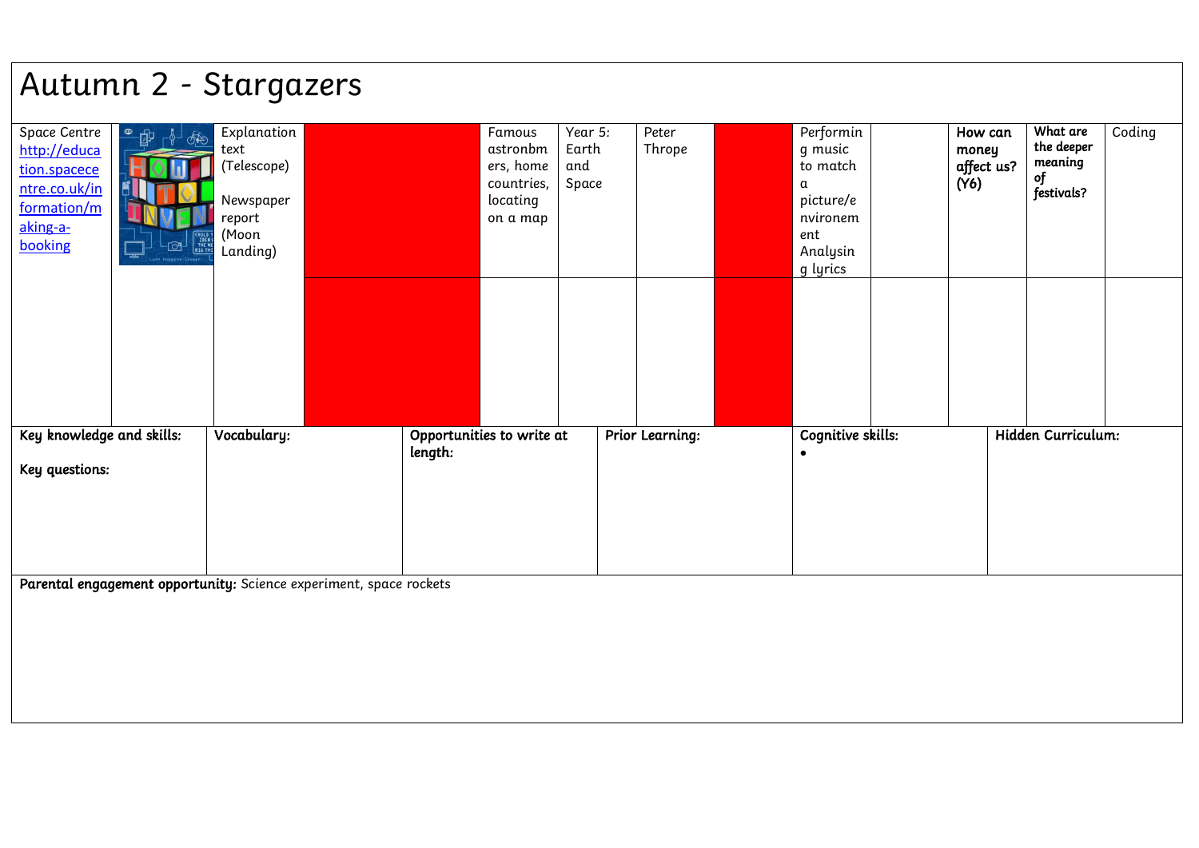# Autumn 2 - Stargazers

| | | | | | | | | | | | | |
|---|---|---|---|---|---|---|---|---|---|---|---|---|
| Space Centre [http://education.spacecentre.co.uk/information/making-a-booking](http://education.spacecentre.co.uk/information/making-a-booking) | | Explanation text (Telescope)<br><br>Newspaper report (Moon Landing) | | Famous astronbmers, home countries, locating on a map | Year 5: Earth and Space | Peter Thrope | | Performing music to match a picture/environment Analysing lyrics | | **How can money affect us? (Y6)** | **What are the deeper meaning of festivals?** | Coding |
| | | | | | | | | | | | | |

| | | | | | |
|---|---|---|---|---|---|
| **Key knowledge and skills:**<br><br>**Key questions:** | **Vocabulary:** | **Opportunities to write at length:** | **Prior Learning:** | **Cognitive skills:**<br>• | **Hidden Curriculum:** |

**Parental engagement opportunity:** Science experiment, space rockets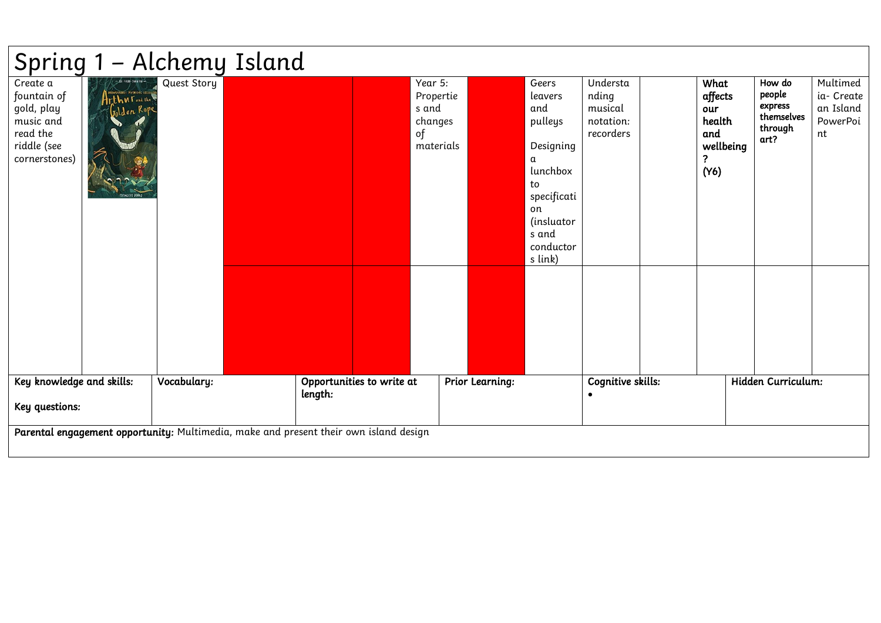# Spring 1 – Alchemy Island

| | | | | | | | | | | | | | |
|---|---|---|---|---|---|---|---|---|---|---|---|---|---|
| Create a fountain of gold, play music and read the riddle (see cornerstones) | | Quest Story | | | Year 5: Properties and changes of materials | | Geers leavers and pulleys<br><br>Designing a lunchbox to specification (insluators and conductors link) | Understanding musical notation: recorders | | **What affects our health and wellbeing? (Y6)** | **How do people express themselves through art?** | Multimedia- Create an Island PowerPoint |
| | | | | | | | | | | | | |

| | | | | | |
|---|---|---|---|---|---|
| **Key knowledge and skills:**<br><br>**Key questions:** | **Vocabulary:** | **Opportunities to write at length:** | **Prior Learning:** | **Cognitive skills:**<br>• | **Hidden Curriculum:** |

**Parental engagement opportunity:** Multimedia, make and present their own island design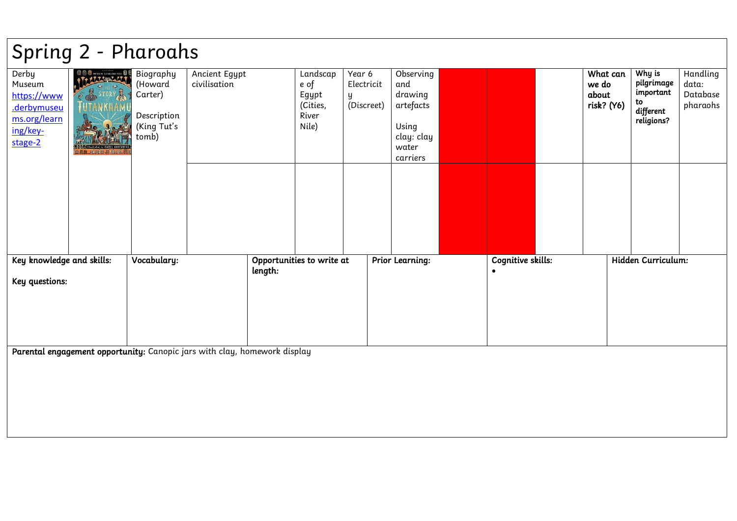# Spring 2 - Pharoahs

| | | | | | | | | | | | | |
|---|---|---|---|---|---|---|---|---|---|---|---|---|
| Derby Museum https://www.derbymuseums.org/learning/key-stage-2 | | Biography (Howard Carter)<br><br>Description (King Tut's tomb) | Ancient Egypt civilisation | Landscape of Egypt (Cities, River Nile) | Year 6 Electricity (Discreet) | Observing and drawing artefacts<br><br>Using clay: clay water carriers | | | | **What can we do about risk? (Y6)** | **Why is pilgrimage important to different religions?** | Handling data: Database pharaohs |
| | | | | | | | | | | | | |

| Key knowledge and skills: | Vocabulary: | Opportunities to write at length: | Prior Learning: | Cognitive skills: | Hidden Curriculum: |
|---|---|---|---|---|---|
| **Key questions:** | | | | • | |

**Parental engagement opportunity:** Canopic jars with clay, homework display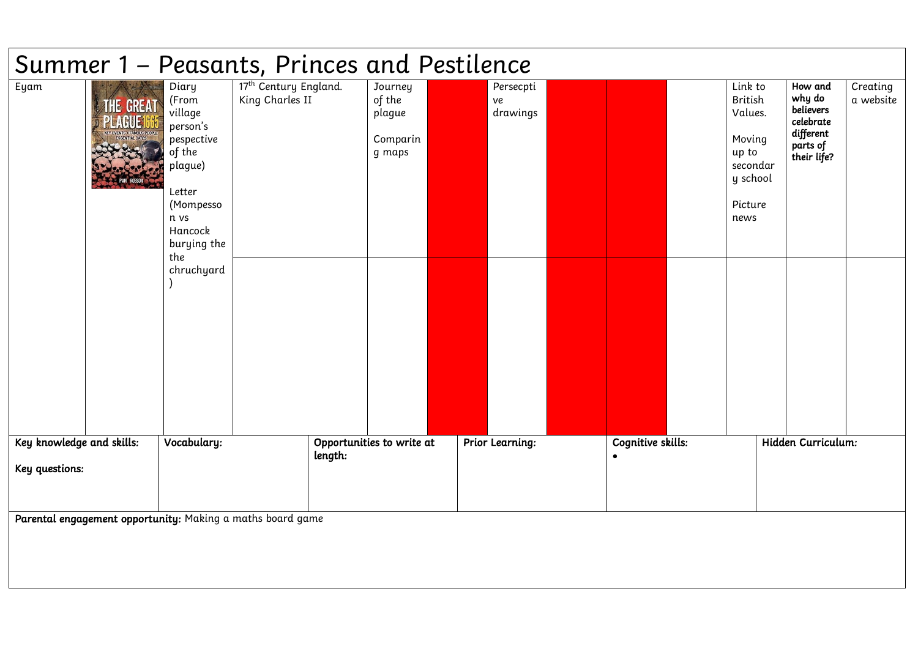# Summer 1 – Peasants, Princes and Pestilence

| | | | | | | | | | | | | |
|---|---|---|---|---|---|---|---|---|---|---|---|---|
| Eyam | THE GREAT PLAGUE 1665 KEY EVENTS • FAMOUS PEOPLE ESSENTIAL DATES PAM ROBSON | Diary (From village person's pespective of the plague)<br><br>Letter (Mompesson vs Hancock burying the the chruchyard) | 17th Century England. King Charles II | Journey of the plague<br><br>Comparing maps | | Persecptive drawings | | | | Link to British Values.<br><br>Moving up to secondary school<br><br>Picture news | **How and why do believers celebrate different parts of their life?** | Creating a website |
| | | | | | | | | | | | | |

| **Key knowledge and skills:**<br><br>**Key questions:** | **Vocabulary:** | **Opportunities to write at length:** | **Prior Learning:** | **Cognitive skills:**<br>• | **Hidden Curriculum:** |
|---|---|---|---|---|---|

**Parental engagement opportunity:** Making a maths board game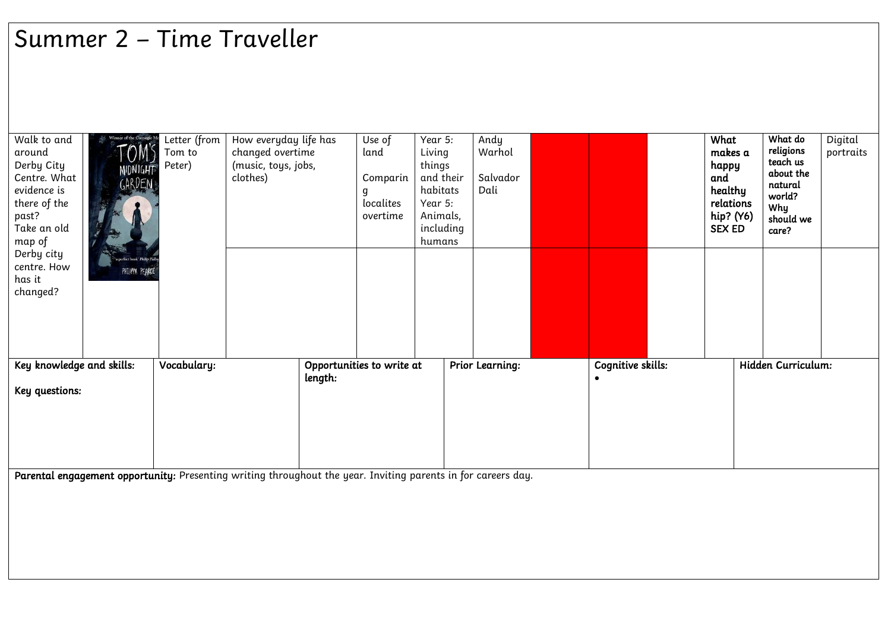# Summer 2 – Time Traveller

| | | | | | | | | | | | | | |
|---|---|---|---|---|---|---|---|---|---|---|---|---|---|
| Walk to and around Derby City Centre. What evidence is there of the past? Take an old map of Derby city centre. How has it changed? | | Letter (from Tom to Peter) | How everyday life has changed overtime (music, toys, jobs, clothes) | Use of land<br><br>Comparing localites overtime | Year 5: Living things and their habitats<br>Year 5: Animals, including humans | Andy Warhol<br><br>Salvador Dali | | | | **What makes a happy and healthy relationship? (Y6) SEX ED** | **What do religions teach us about the natural world? Why should we care?** | Digital portraits |
| | | | | | | | | | | | | |

| | | | | | |
|---|---|---|---|---|---|
| **Key knowledge and skills:**<br><br>**Key questions:** | **Vocabulary:** | **Opportunities to write at length:** | **Prior Learning:** | **Cognitive skills:**<br>• | **Hidden Curriculum:** |

**Parental engagement opportunity:** Presenting writing throughout the year. Inviting parents in for careers day.